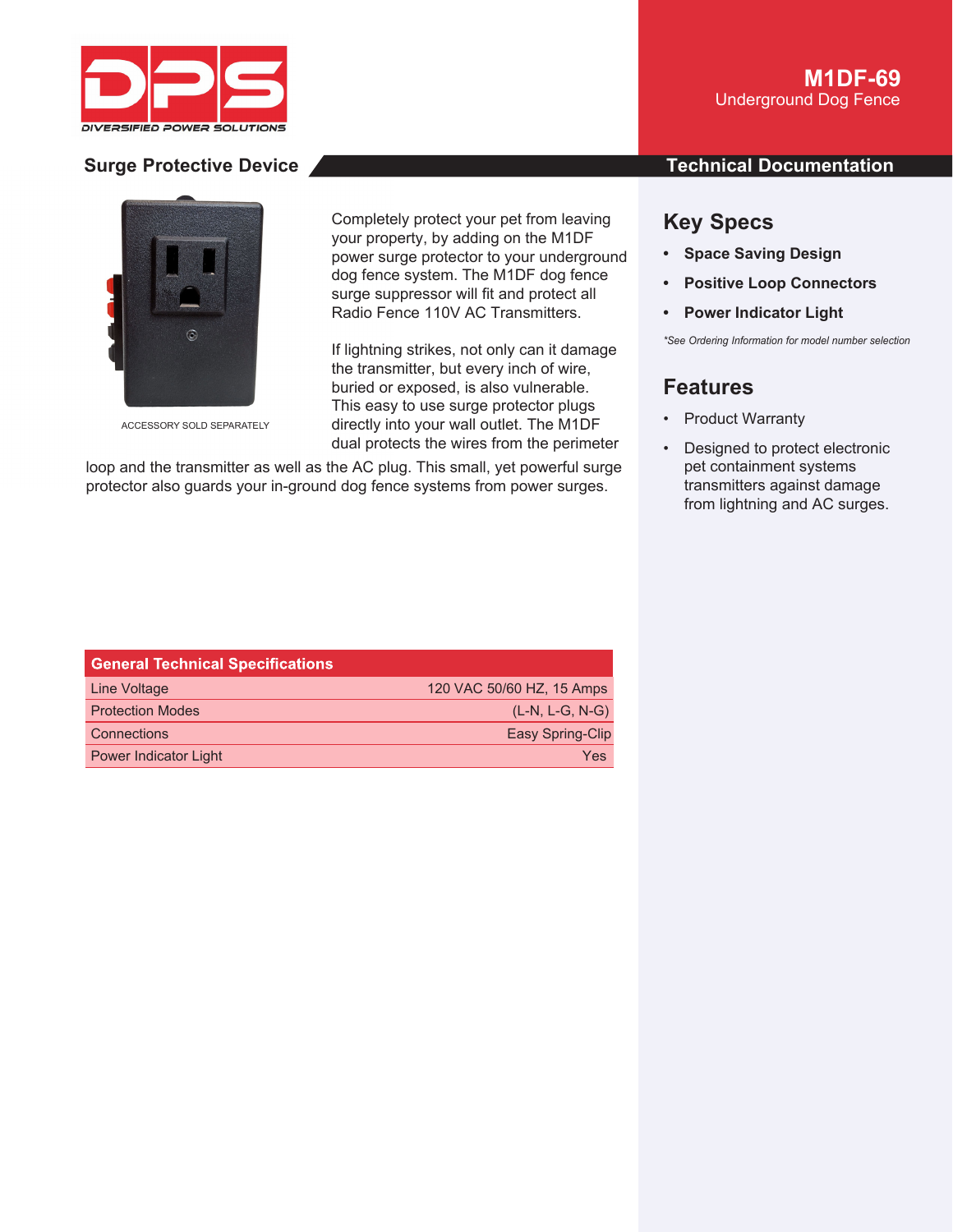DIVERSIFIED POWER SOLUTIONS

# M1DF-69

Underground Dog Fence

## Surge Protective Device

## Technical Documentation

ACCESSORY SOLD SEPARATELY

Completely protect your pet from leaving your property, by adding on the M1DF power surge protector to your underground dog fence system. The M1DF dog fence surge suppressor will fit and protect all Radio Fence 110V AC Transmitters.

If lightning strikes, not only can it damage the transmitter, but every inch of wire, buried or exposed, is also vulnerable. This easy to use surge protector plugs directly into your wall outlet. The M1DF dual protects the wires from the perimeter loop and the transmitter as well as the AC plug. This small, yet powerful surge protector also guards your in-ground dog fence systems from power surges.

| General Technical Specifications | |
|---|---|
| Line Voltage | 120 VAC 50/60 HZ, 15 Amps |
| Protection Modes | (L-N, L-G, N-G) |
| Connections | Easy Spring-Clip |
| Power Indicator Light | Yes |

## Key Specs

- **Space Saving Design**
- **Positive Loop Connectors**
- **Power Indicator Light**

*\*See Ordering Information for model number selection*

## Features

- Product Warranty
- Designed to protect electronic pet containment systems transmitters against damage from lightning and AC surges.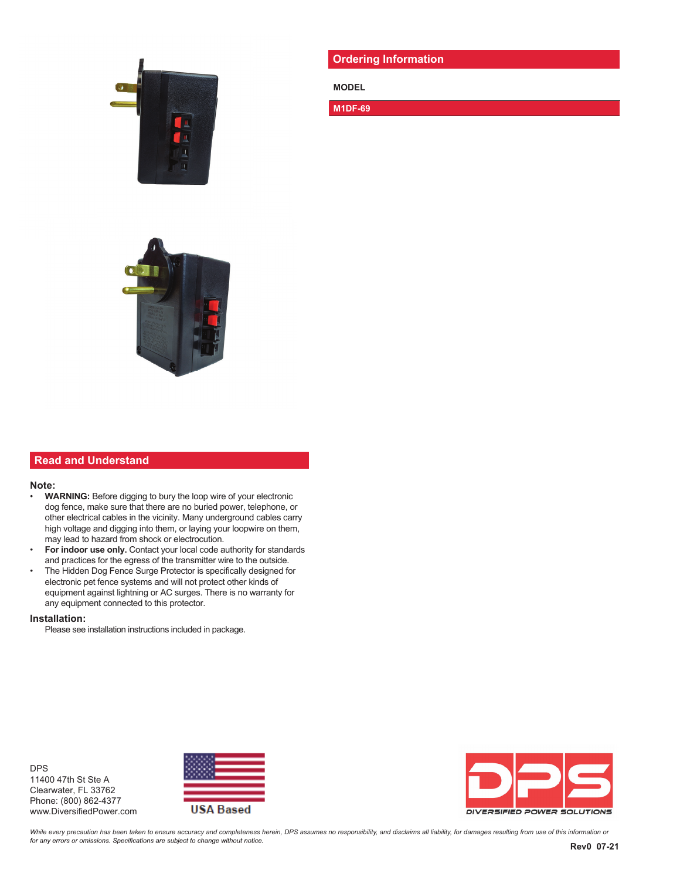## Ordering Information

| MODEL |
| --- |
| M1DF-69 |

## Read and Understand

**Note:**

- **WARNING:** Before digging to bury the loop wire of your electronic dog fence, make sure that there are no buried power, telephone, or other electrical cables in the vicinity. Many underground cables carry high voltage and digging into them, or laying your loopwire on them, may lead to hazard from shock or electrocution.
- **For indoor use only.** Contact your local code authority for standards and practices for the egress of the transmitter wire to the outside.
- The Hidden Dog Fence Surge Protector is specifically designed for electronic pet fence systems and will not protect other kinds of equipment against lightning or AC surges. There is no warranty for any equipment connected to this protector.

**Installation:**

Please see installation instructions included in package.

DPS
11400 47th St Ste A
Clearwater, FL 33762
Phone: (800) 862-4377
www.DiversifiedPower.com

USA Based

DIVERSIFIED POWER SOLUTIONS

*While every precaution has been taken to ensure accuracy and completeness herein, DPS assumes no responsibility, and disclaims all liability, for damages resulting from use of this information or for any errors or omissions. Specifications are subject to change without notice.*

**Rev0 07-21**